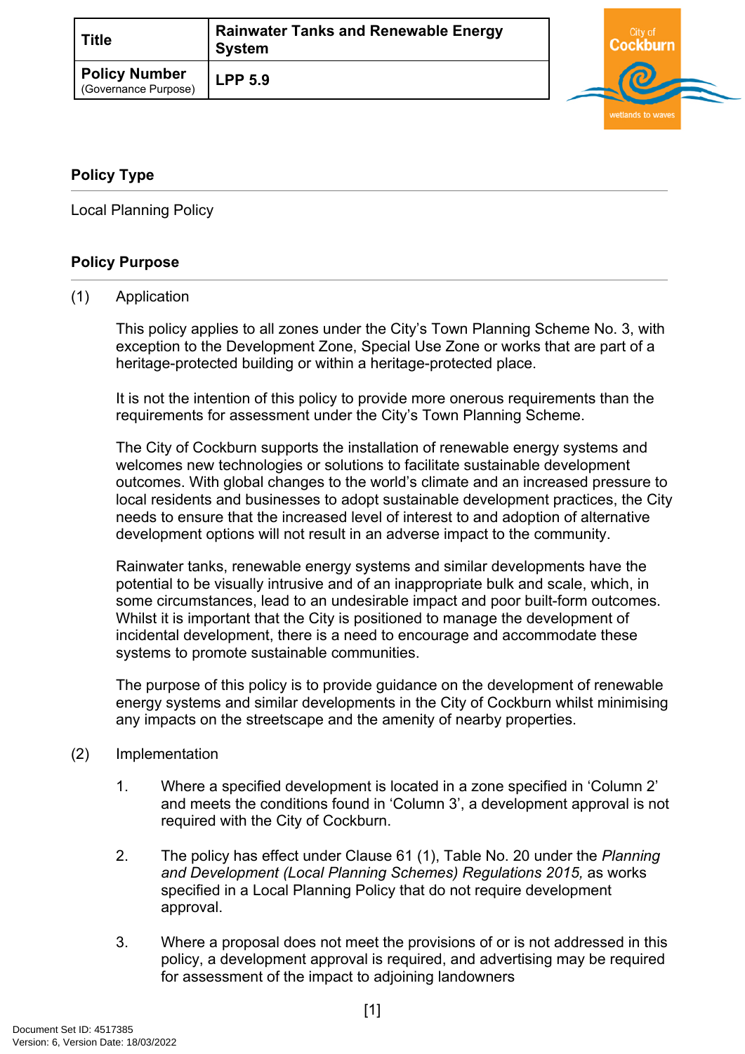| Title | Rainwater Tanks and Renewable Energy System |
|---|---|
| Policy Number (Governance Purpose) | LPP 5.9 |

## Policy Type

Local Planning Policy

## Policy Purpose

(1) Application

This policy applies to all zones under the City's Town Planning Scheme No. 3, with exception to the Development Zone, Special Use Zone or works that are part of a heritage-protected building or within a heritage-protected place.

It is not the intention of this policy to provide more onerous requirements than the requirements for assessment under the City's Town Planning Scheme.

The City of Cockburn supports the installation of renewable energy systems and welcomes new technologies or solutions to facilitate sustainable development outcomes. With global changes to the world's climate and an increased pressure to local residents and businesses to adopt sustainable development practices, the City needs to ensure that the increased level of interest to and adoption of alternative development options will not result in an adverse impact to the community.

Rainwater tanks, renewable energy systems and similar developments have the potential to be visually intrusive and of an inappropriate bulk and scale, which, in some circumstances, lead to an undesirable impact and poor built-form outcomes. Whilst it is important that the City is positioned to manage the development of incidental development, there is a need to encourage and accommodate these systems to promote sustainable communities.

The purpose of this policy is to provide guidance on the development of renewable energy systems and similar developments in the City of Cockburn whilst minimising any impacts on the streetscape and the amenity of nearby properties.

(2) Implementation

1. Where a specified development is located in a zone specified in 'Column 2' and meets the conditions found in 'Column 3', a development approval is not required with the City of Cockburn.

2. The policy has effect under Clause 61 (1), Table No. 20 under the *Planning and Development (Local Planning Schemes) Regulations 2015,* as works specified in a Local Planning Policy that do not require development approval.

3. Where a proposal does not meet the provisions of or is not addressed in this policy, a development approval is required, and advertising may be required for assessment of the impact to adjoining landowners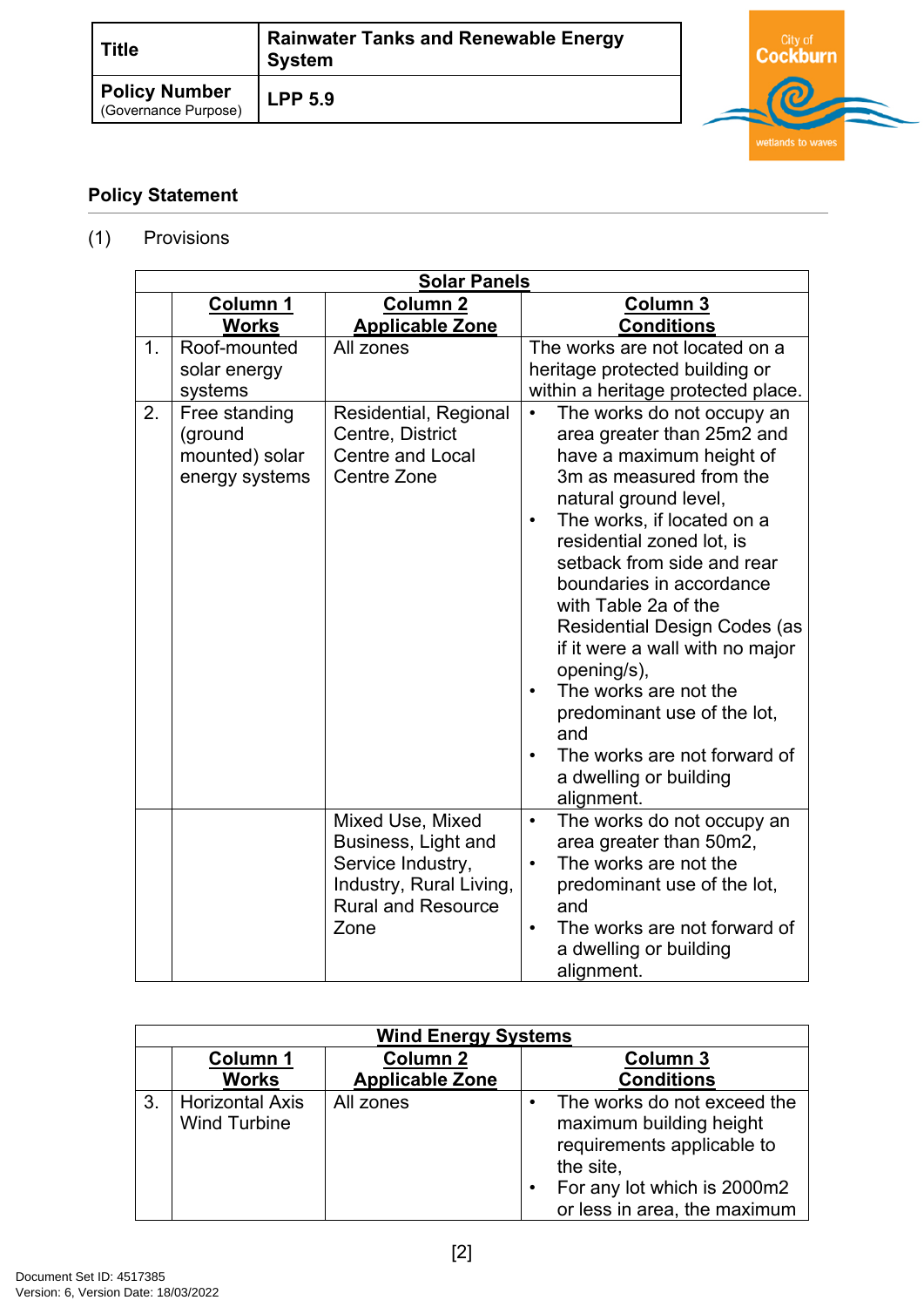| Title | Rainwater Tanks and Renewable Energy System |
|---|---|
| **Policy Number** (Governance Purpose) | **LPP 5.9** |

## Policy Statement

(1) Provisions

| Solar Panels | | | |
|---|---|---|---|
| | **Column 1 Works** | **Column 2 Applicable Zone** | **Column 3 Conditions** |
| 1. | Roof-mounted solar energy systems | All zones | The works are not located on a heritage protected building or within a heritage protected place. |
| 2. | Free standing (ground mounted) solar energy systems | Residential, Regional Centre, District Centre and Local Centre Zone | • The works do not occupy an area greater than 25m2 and have a maximum height of 3m as measured from the natural ground level,<br>• The works, if located on a residential zoned lot, is setback from side and rear boundaries in accordance with Table 2a of the Residential Design Codes (as if it were a wall with no major opening/s),<br>• The works are not the predominant use of the lot, and<br>• The works are not forward of a dwelling or building alignment. |
| | | Mixed Use, Mixed Business, Light and Service Industry, Industry, Rural Living, Rural and Resource Zone | • The works do not occupy an area greater than 50m2,<br>• The works are not the predominant use of the lot, and<br>• The works are not forward of a dwelling or building alignment. |

| Wind Energy Systems | | | |
|---|---|---|---|
| | **Column 1 Works** | **Column 2 Applicable Zone** | **Column 3 Conditions** |
| 3. | Horizontal Axis Wind Turbine | All zones | • The works do not exceed the maximum building height requirements applicable to the site,<br>• For any lot which is 2000m2 or less in area, the maximum |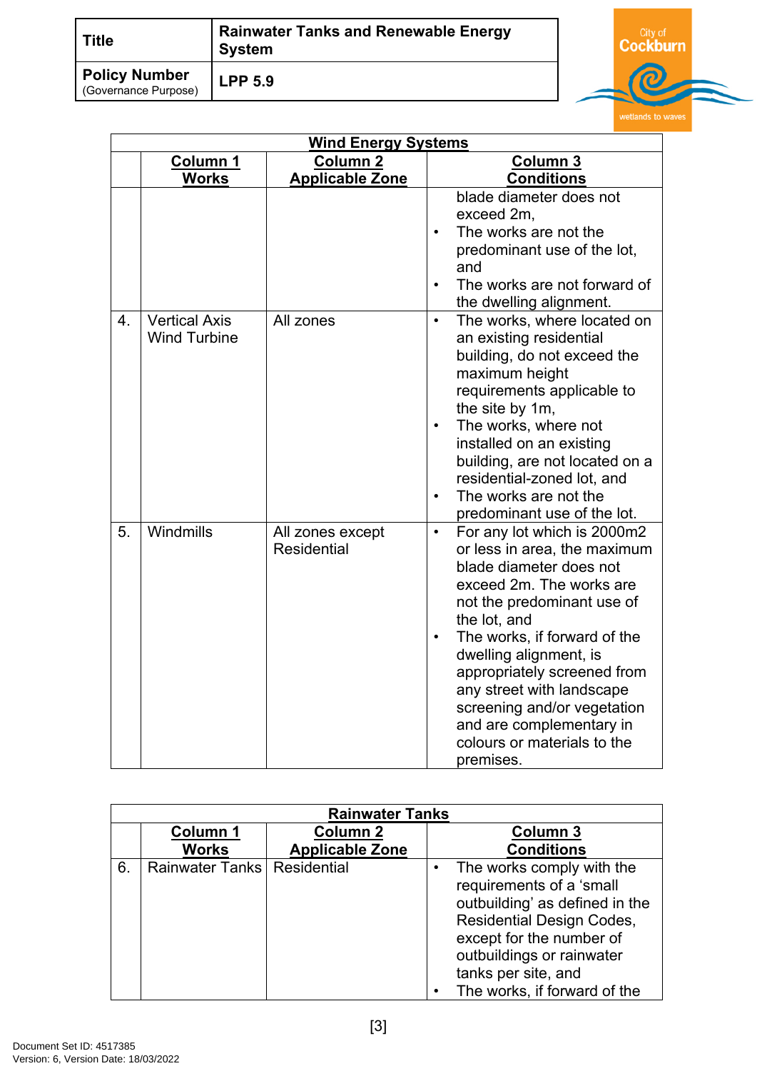| Title | Rainwater Tanks and Renewable Energy System |
|---|---|
| **Policy Number** (Governance Purpose) | **LPP 5.9** |

| Wind Energy Systems | | | |
|---|---|---|---|
| | **Column 1 Works** | **Column 2 Applicable Zone** | **Column 3 Conditions** |
| | | | blade diameter does not exceed 2m, • The works are not the predominant use of the lot, and • The works are not forward of the dwelling alignment. |
| 4. | Vertical Axis Wind Turbine | All zones | • The works, where located on an existing residential building, do not exceed the maximum height requirements applicable to the site by 1m, • The works, where not installed on an existing building, are not located on a residential-zoned lot, and • The works are not the predominant use of the lot. |
| 5. | Windmills | All zones except Residential | • For any lot which is 2000m2 or less in area, the maximum blade diameter does not exceed 2m. The works are not the predominant use of the lot, and • The works, if forward of the dwelling alignment, is appropriately screened from any street with landscape screening and/or vegetation and are complementary in colours or materials to the premises. |

| Rainwater Tanks | | | |
|---|---|---|---|
| | **Column 1 Works** | **Column 2 Applicable Zone** | **Column 3 Conditions** |
| 6. | Rainwater Tanks | Residential | • The works comply with the requirements of a 'small outbuilding' as defined in the Residential Design Codes, except for the number of outbuildings or rainwater tanks per site, and • The works, if forward of the |

Document Set ID: 4517385
Version: 6, Version Date: 18/03/2022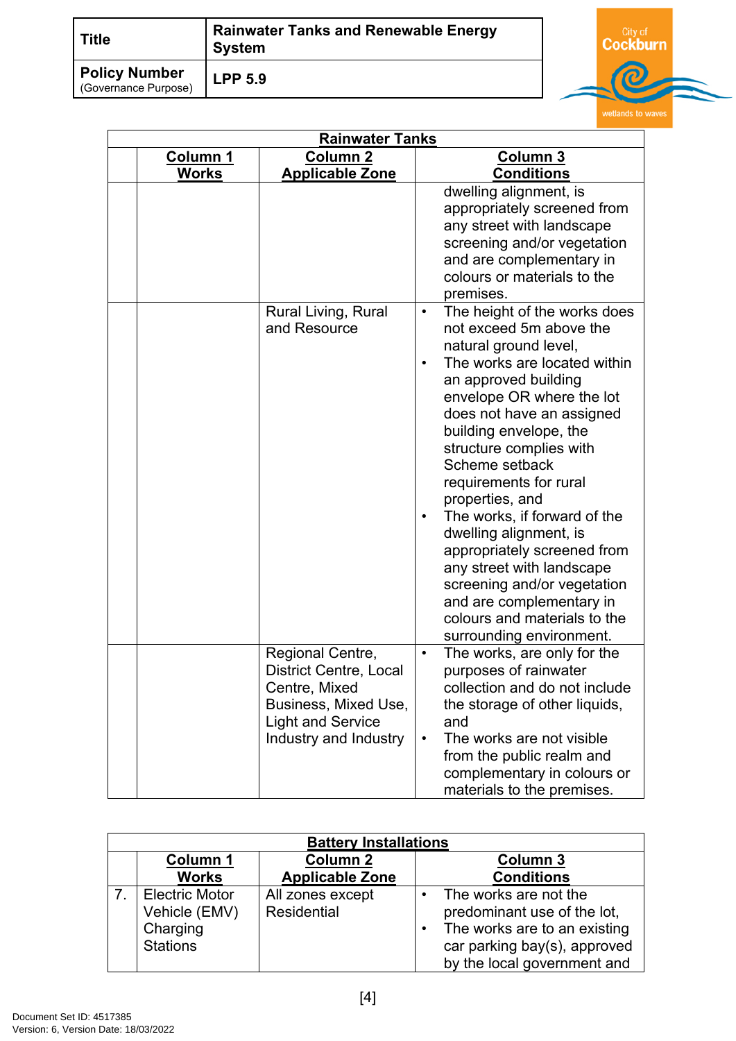| Title | Rainwater Tanks and Renewable Energy System |
|---|---|
| Policy Number (Governance Purpose) | LPP 5.9 |

| Rainwater Tanks | | | |
|---|---|---|---|
| | **Column 1 Works** | **Column 2 Applicable Zone** | **Column 3 Conditions** |
| | | | dwelling alignment, is appropriately screened from any street with landscape screening and/or vegetation and are complementary in colours or materials to the premises. |
| | | Rural Living, Rural and Resource | • The height of the works does not exceed 5m above the natural ground level,<br>• The works are located within an approved building envelope OR where the lot does not have an assigned building envelope, the structure complies with Scheme setback requirements for rural properties, and<br>• The works, if forward of the dwelling alignment, is appropriately screened from any street with landscape screening and/or vegetation and are complementary in colours and materials to the surrounding environment. |
| | | Regional Centre, District Centre, Local Centre, Mixed Business, Mixed Use, Light and Service Industry and Industry | • The works, are only for the purposes of rainwater collection and do not include the storage of other liquids, and<br>• The works are not visible from the public realm and complementary in colours or materials to the premises. |

| Battery Installations | | | |
|---|---|---|---|
| | **Column 1 Works** | **Column 2 Applicable Zone** | **Column 3 Conditions** |
| 7. | Electric Motor Vehicle (EMV) Charging Stations | All zones except Residential | • The works are not the predominant use of the lot,<br>• The works are to an existing car parking bay(s), approved by the local government and |

Document Set ID: 4517385
Version: 6, Version Date: 18/03/2022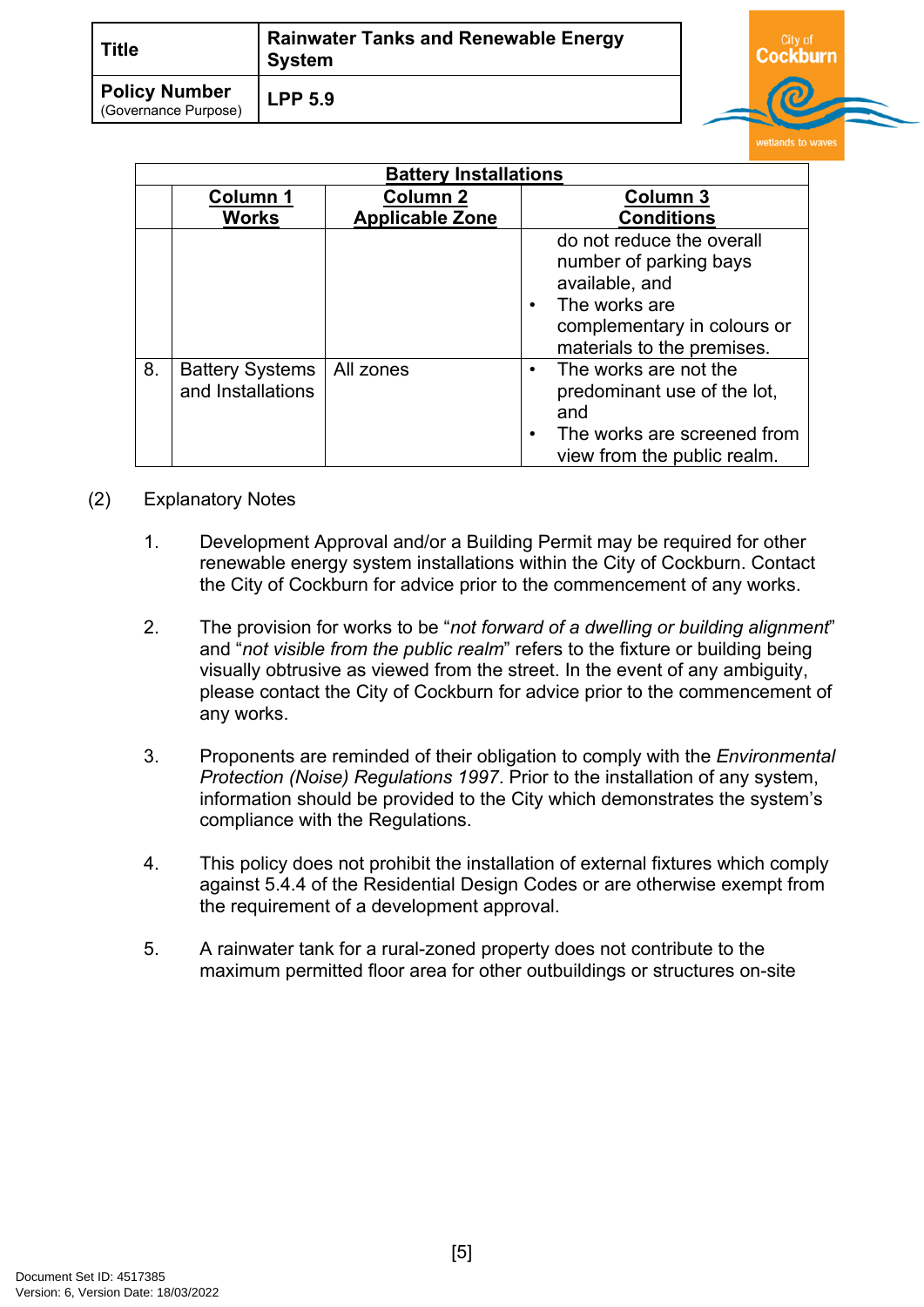| Battery Installations | | | |
|---|---|---|---|
| | **Column 1** **Works** | **Column 2** **Applicable Zone** | **Column 3** **Conditions** |
| | | | do not reduce the overall number of parking bays available, and <br>• The works are complementary in colours or materials to the premises. |
| 8. | Battery Systems and Installations | All zones | • The works are not the predominant use of the lot, and <br>• The works are screened from view from the public realm. |

(2) Explanatory Notes

1. Development Approval and/or a Building Permit may be required for other renewable energy system installations within the City of Cockburn. Contact the City of Cockburn for advice prior to the commencement of any works.

2. The provision for works to be "*not forward of a dwelling or building alignment*" and "*not visible from the public realm*" refers to the fixture or building being visually obtrusive as viewed from the street. In the event of any ambiguity, please contact the City of Cockburn for advice prior to the commencement of any works.

3. Proponents are reminded of their obligation to comply with the *Environmental Protection (Noise) Regulations 1997*. Prior to the installation of any system, information should be provided to the City which demonstrates the system's compliance with the Regulations.

4. This policy does not prohibit the installation of external fixtures which comply against 5.4.4 of the Residential Design Codes or are otherwise exempt from the requirement of a development approval.

5. A rainwater tank for a rural-zoned property does not contribute to the maximum permitted floor area for other outbuildings or structures on-site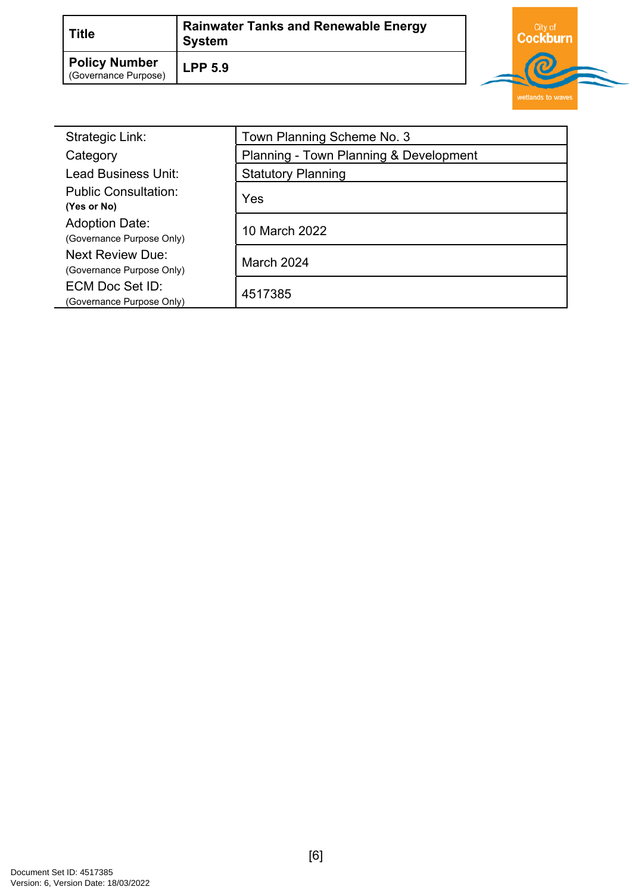| | |
|---|---|
| **Title** | **Rainwater Tanks and Renewable Energy System** |
| **Policy Number** (Governance Purpose) | **LPP 5.9** |

| | |
|---|---|
| Strategic Link: | Town Planning Scheme No. 3 |
| Category | Planning - Town Planning & Development |
| Lead Business Unit: | Statutory Planning |
| Public Consultation: **(Yes or No)** | Yes |
| Adoption Date: (Governance Purpose Only) | 10 March 2022 |
| Next Review Due: (Governance Purpose Only) | March 2024 |
| ECM Doc Set ID: (Governance Purpose Only) | 4517385 |